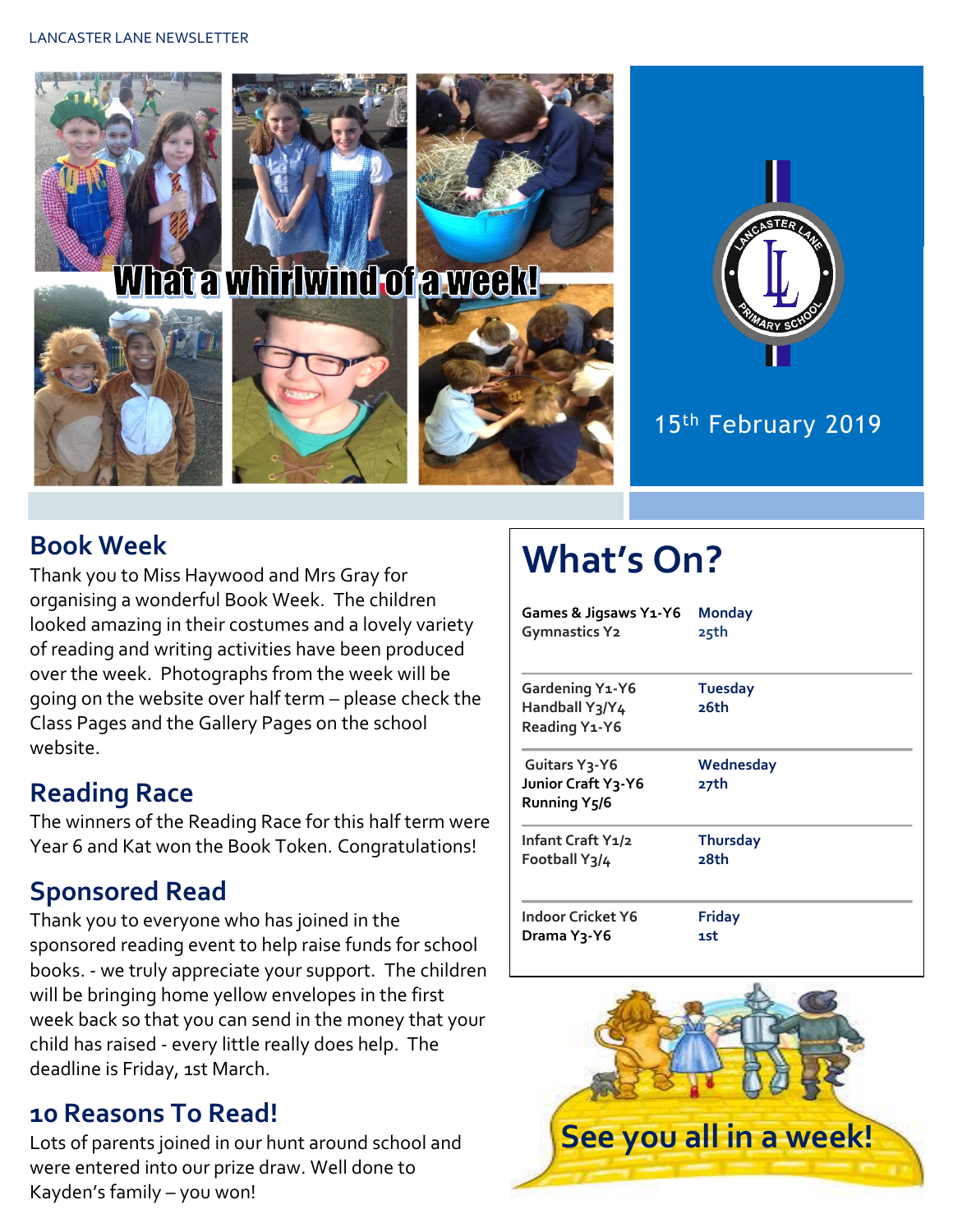LANCASTER LANE NEWSLETTER

# What a whirlwind of a week!

15th February 2019

## Book Week

Thank you to Miss Haywood and Mrs Gray for organising a wonderful Book Week. The children looked amazing in their costumes and a lovely variety of reading and writing activities have been produced over the week. Photographs from the week will be going on the website over half term – please check the Class Pages and the Gallery Pages on the school website.

## Reading Race

The winners of the Reading Race for this half term were Year 6 and Kat won the Book Token. Congratulations!

## Sponsored Read

Thank you to everyone who has joined in the sponsored reading event to help raise funds for school books. - we truly appreciate your support. The children will be bringing home yellow envelopes in the first week back so that you can send in the money that your child has raised - every little really does help. The deadline is Friday, 1st March.

## 10 Reasons To Read!

Lots of parents joined in our hunt around school and were entered into our prize draw. Well done to Kayden's family – you won!

## What's On?

| Activity | Day |
|---|---|
| Games & Jigsaws Y1-Y6<br>Gymnastics Y2 | Monday 25th |
| Gardening Y1-Y6<br>Handball Y3/Y4<br>Reading Y1-Y6 | Tuesday 26th |
| Guitars Y3-Y6<br>Junior Craft Y3-Y6<br>Running Y5/6 | Wednesday 27th |
| Infant Craft Y1/2<br>Football Y3/4 | Thursday 28th |
| Indoor Cricket Y6<br>Drama Y3-Y6 | Friday 1st |

**See you all in a week!**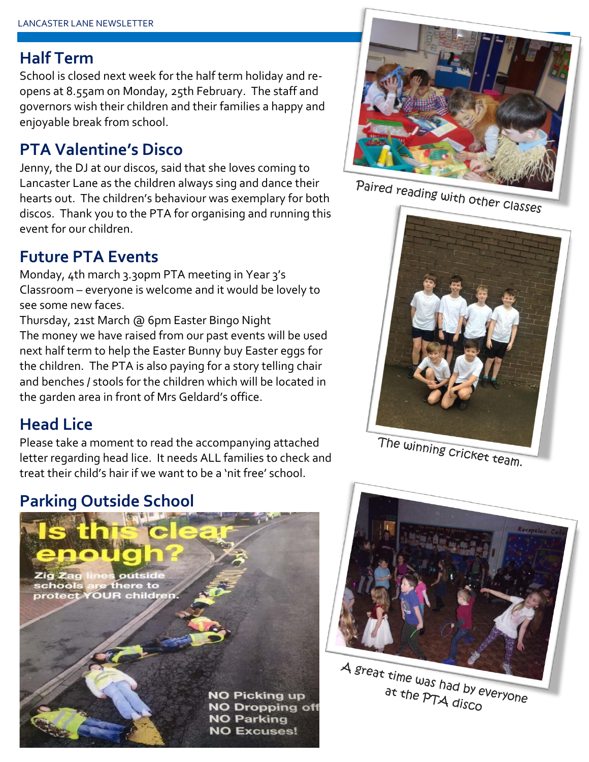## Half Term

School is closed next week for the half term holiday and re-opens at 8.55am on Monday, 25th February. The staff and governors wish their children and their families a happy and enjoyable break from school.

## PTA Valentine's Disco

Jenny, the DJ at our discos, said that she loves coming to Lancaster Lane as the children always sing and dance their hearts out. The children's behaviour was exemplary for both discos. Thank you to the PTA for organising and running this event for our children.

## Future PTA Events

Monday, 4th march 3.30pm PTA meeting in Year 3's Classroom – everyone is welcome and it would be lovely to see some new faces.

Thursday, 21st March @ 6pm Easter Bingo Night

The money we have raised from our past events will be used next half term to help the Easter Bunny buy Easter eggs for the children. The PTA is also paying for a story telling chair and benches / stools for the children which will be located in the garden area in front of Mrs Geldard's office.

## Head Lice

Please take a moment to read the accompanying attached letter regarding head lice. It needs ALL families to check and treat their child's hair if we want to be a 'nit free' school.

## Parking Outside School

Is this clear enough?

Zig Zag lines outside schools are there to protect YOUR children.

NO Picking up
NO Dropping off
NO Parking
NO Excuses!

Paired reading with other classes

The winning cricket team.

A great time was had by everyone at the PTA disco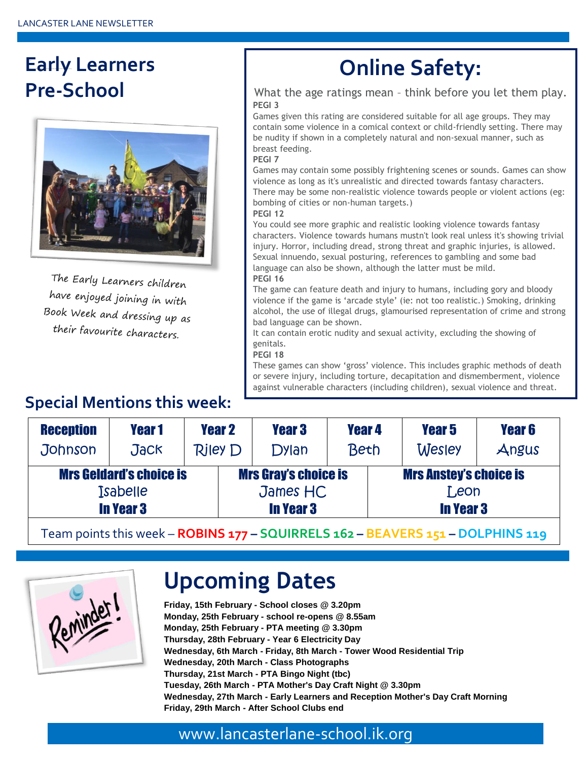## Early Learners Pre-School

The Early Learners children have enjoyed joining in with Book Week and dressing up as their favourite characters.

# Online Safety:

What the age ratings mean – think before you let them play.

**PEGI 3**

Games given this rating are considered suitable for all age groups. They may contain some violence in a comical context or child-friendly setting. There may be nudity if shown in a completely natural and non-sexual manner, such as breast feeding.

**PEGI 7**

Games may contain some possibly frightening scenes or sounds. Games can show violence as long as it's unrealistic and directed towards fantasy characters. There may be some non-realistic violence towards people or violent actions (eg: bombing of cities or non-human targets.)

**PEGI 12**

You could see more graphic and realistic looking violence towards fantasy characters. Violence towards humans mustn't look real unless it's showing trivial injury. Horror, including dread, strong threat and graphic injuries, is allowed. Sexual innuendo, sexual posturing, references to gambling and some bad language can also be shown, although the latter must be mild.

**PEGI 16**

The game can feature death and injury to humans, including gory and bloody violence if the game is 'arcade style' (ie: not too realistic.) Smoking, drinking alcohol, the use of illegal drugs, glamourised representation of crime and strong bad language can be shown.

It can contain erotic nudity and sexual activity, excluding the showing of genitals.

**PEGI 18**

These games can show 'gross' violence. This includes graphic methods of death or severe injury, including torture, decapitation and dismemberment, violence against vulnerable characters (including children), sexual violence and threat.

## Special Mentions this week:

| Reception | Year 1 | Year 2 | Year 3 | Year 4 | Year 5 | Year 6 |
|---|---|---|---|---|---|---|
| Johnson | Jack | Riley D | Dylan | Beth | Wesley | Angus |

| Mrs Geldard's choice is | Mrs Gray's choice is | Mrs Anstey's choice is |
|---|---|---|
| Isabelle | James HC | Leon |
| In Year 3 | In Year 3 | In Year 3 |

Team points this week – **ROBINS 177** – **SQUIRRELS 162** – **BEAVERS 151** – **DOLPHINS 119**

# Upcoming Dates

**Friday, 15th February - School closes @ 3.20pm**
**Monday, 25th February - school re-opens @ 8.55am**
**Monday, 25th February - PTA meeting @ 3.30pm**
**Thursday, 28th February - Year 6 Electricity Day**
**Wednesday, 6th March - Friday, 8th March - Tower Wood Residential Trip**
**Wednesday, 20th March - Class Photographs**
**Thursday, 21st March - PTA Bingo Night (tbc)**
**Tuesday, 26th March - PTA Mother's Day Craft Night @ 3.30pm**
**Wednesday, 27th March - Early Learners and Reception Mother's Day Craft Morning**
**Friday, 29th March - After School Clubs end**

www.lancasterlane-school.ik.org